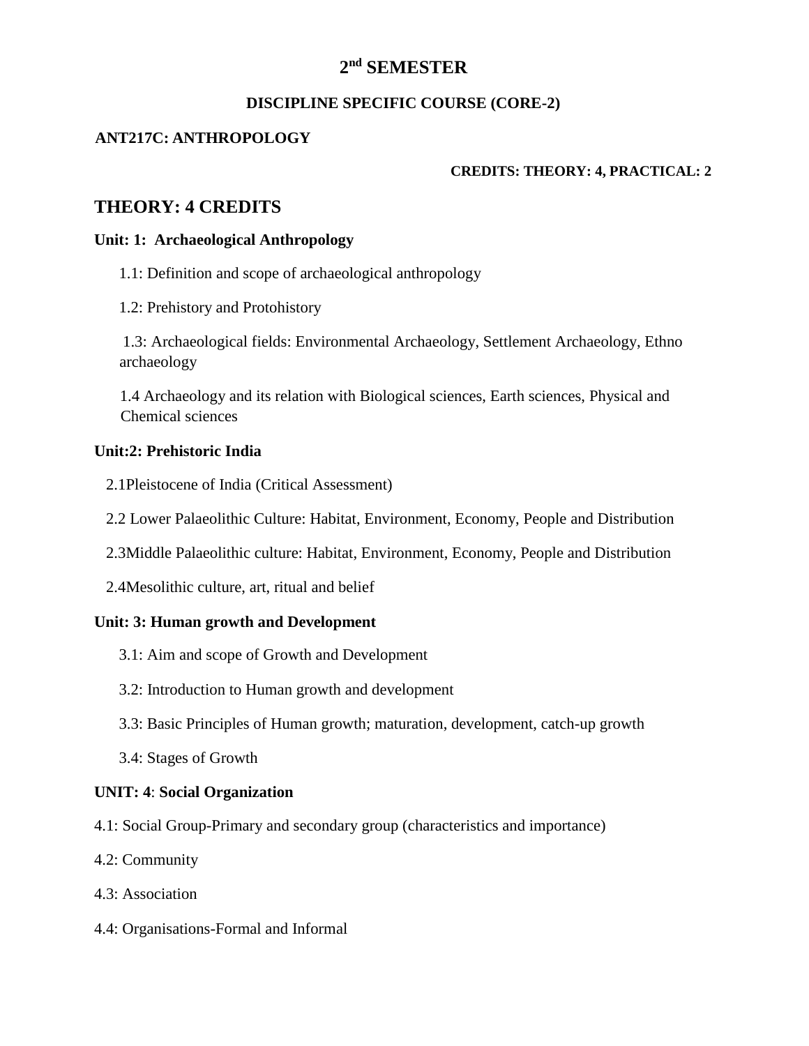# 2nd SEMESTER

## DISCIPLINE SPECIFIC COURSE (CORE-2)

**ANT217C: ANTHROPOLOGY**

**CREDITS: THEORY: 4, PRACTICAL: 2**

## THEORY: 4 CREDITS

**Unit: 1: Archaeological Anthropology**

1.1: Definition and scope of archaeological anthropology

1.2: Prehistory and Protohistory

1.3: Archaeological fields: Environmental Archaeology, Settlement Archaeology, Ethno archaeology

1.4 Archaeology and its relation with Biological sciences, Earth sciences, Physical and Chemical sciences

**Unit:2: Prehistoric India**

2.1Pleistocene of India (Critical Assessment)

2.2 Lower Palaeolithic Culture: Habitat, Environment, Economy, People and Distribution

2.3Middle Palaeolithic culture: Habitat, Environment, Economy, People and Distribution

2.4Mesolithic culture, art, ritual and belief

**Unit: 3: Human growth and Development**

3.1: Aim and scope of Growth and Development

3.2: Introduction to Human growth and development

3.3: Basic Principles of Human growth; maturation, development, catch-up growth

3.4: Stages of Growth

**UNIT: 4**: **Social Organization**

4.1: Social Group-Primary and secondary group (characteristics and importance)

4.2: Community

4.3: Association

4.4: Organisations-Formal and Informal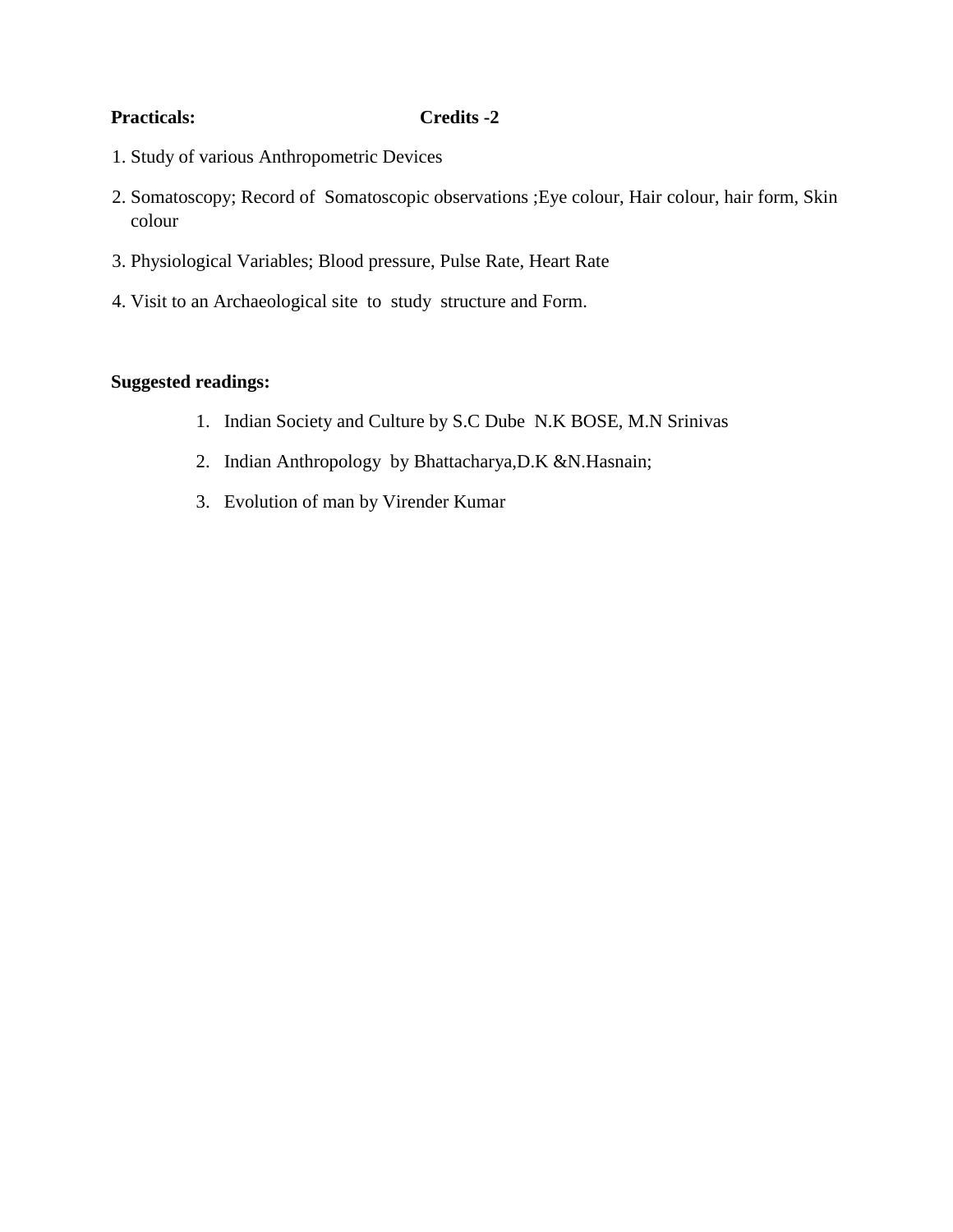**Practicals:** **Credits -2**

1. Study of various Anthropometric Devices
2. Somatoscopy; Record of Somatoscopic observations ;Eye colour, Hair colour, hair form, Skin colour
3. Physiological Variables; Blood pressure, Pulse Rate, Heart Rate
4. Visit to an Archaeological site to study structure and Form.

**Suggested readings:**

1. Indian Society and Culture by S.C Dube N.K BOSE, M.N Srinivas
2. Indian Anthropology by Bhattacharya,D.K &N.Hasnain;
3. Evolution of man by Virender Kumar